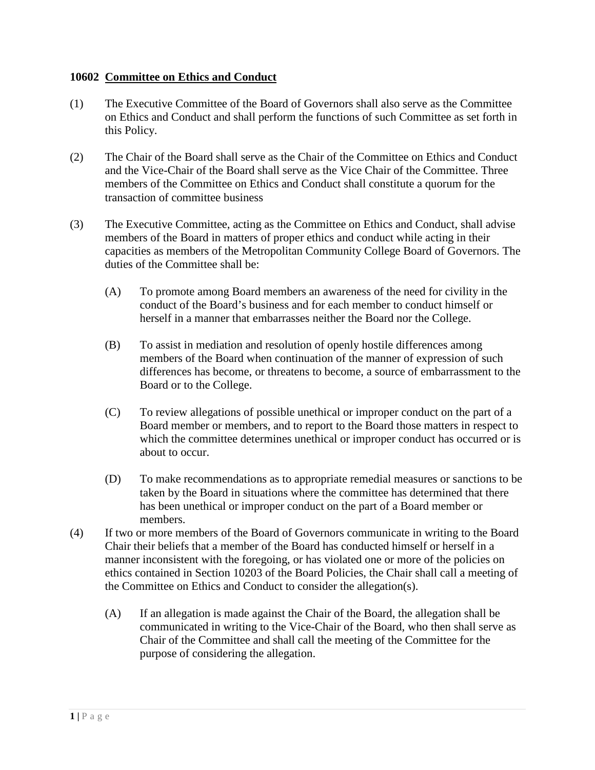**10602 Committee on Ethics and Conduct**

(1) The Executive Committee of the Board of Governors shall also serve as the Committee on Ethics and Conduct and shall perform the functions of such Committee as set forth in this Policy.

(2) The Chair of the Board shall serve as the Chair of the Committee on Ethics and Conduct and the Vice-Chair of the Board shall serve as the Vice Chair of the Committee. Three members of the Committee on Ethics and Conduct shall constitute a quorum for the transaction of committee business

(3) The Executive Committee, acting as the Committee on Ethics and Conduct, shall advise members of the Board in matters of proper ethics and conduct while acting in their capacities as members of the Metropolitan Community College Board of Governors. The duties of the Committee shall be:

   (A) To promote among Board members an awareness of the need for civility in the conduct of the Board's business and for each member to conduct himself or herself in a manner that embarrasses neither the Board nor the College.

   (B) To assist in mediation and resolution of openly hostile differences among members of the Board when continuation of the manner of expression of such differences has become, or threatens to become, a source of embarrassment to the Board or to the College.

   (C) To review allegations of possible unethical or improper conduct on the part of a Board member or members, and to report to the Board those matters in respect to which the committee determines unethical or improper conduct has occurred or is about to occur.

   (D) To make recommendations as to appropriate remedial measures or sanctions to be taken by the Board in situations where the committee has determined that there has been unethical or improper conduct on the part of a Board member or members.

(4) If two or more members of the Board of Governors communicate in writing to the Board Chair their beliefs that a member of the Board has conducted himself or herself in a manner inconsistent with the foregoing, or has violated one or more of the policies on ethics contained in Section 10203 of the Board Policies, the Chair shall call a meeting of the Committee on Ethics and Conduct to consider the allegation(s).

   (A) If an allegation is made against the Chair of the Board, the allegation shall be communicated in writing to the Vice-Chair of the Board, who then shall serve as Chair of the Committee and shall call the meeting of the Committee for the purpose of considering the allegation.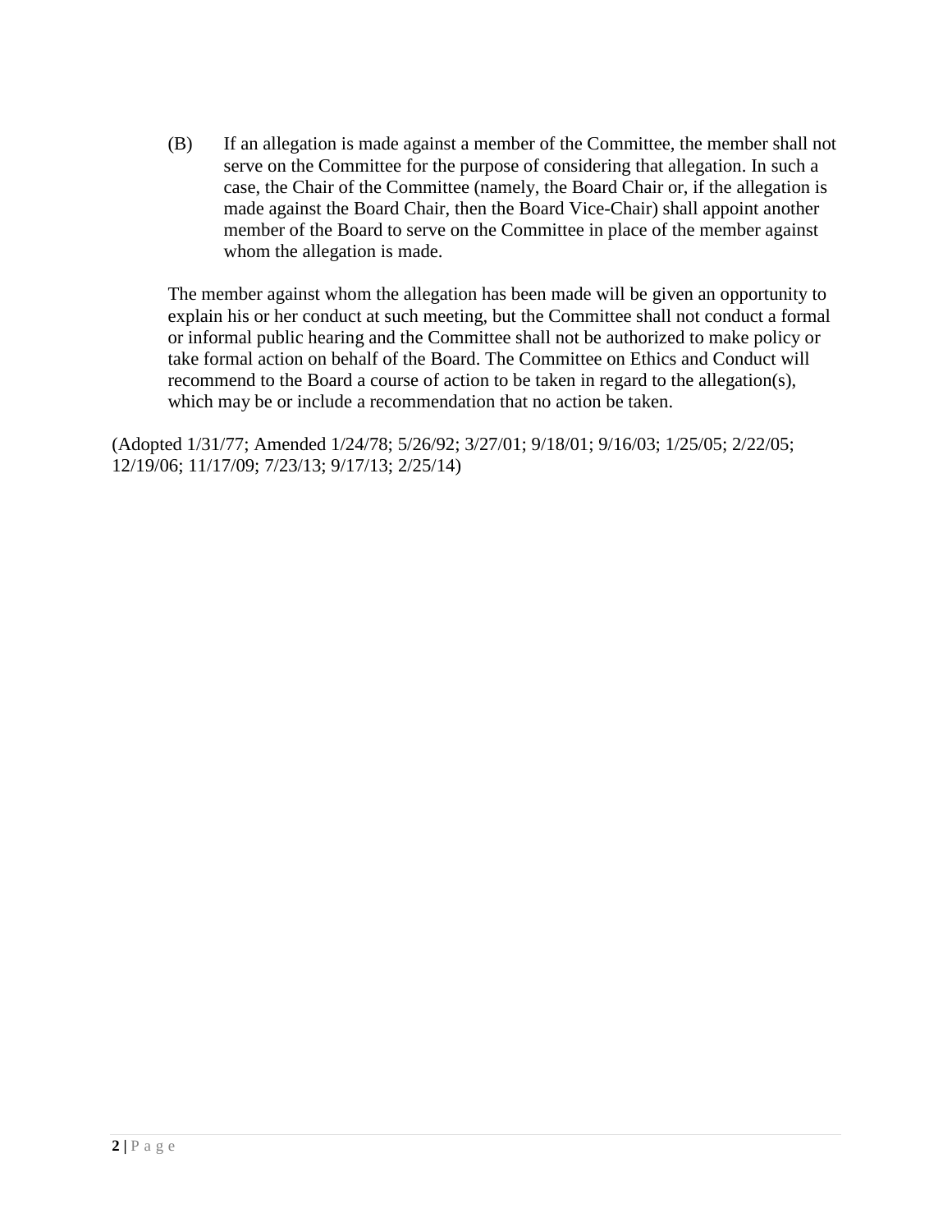(B) If an allegation is made against a member of the Committee, the member shall not serve on the Committee for the purpose of considering that allegation. In such a case, the Chair of the Committee (namely, the Board Chair or, if the allegation is made against the Board Chair, then the Board Vice-Chair) shall appoint another member of the Board to serve on the Committee in place of the member against whom the allegation is made.

The member against whom the allegation has been made will be given an opportunity to explain his or her conduct at such meeting, but the Committee shall not conduct a formal or informal public hearing and the Committee shall not be authorized to make policy or take formal action on behalf of the Board. The Committee on Ethics and Conduct will recommend to the Board a course of action to be taken in regard to the allegation(s), which may be or include a recommendation that no action be taken.

(Adopted 1/31/77; Amended 1/24/78; 5/26/92; 3/27/01; 9/18/01; 9/16/03; 1/25/05; 2/22/05; 12/19/06; 11/17/09; 7/23/13; 9/17/13; 2/25/14)